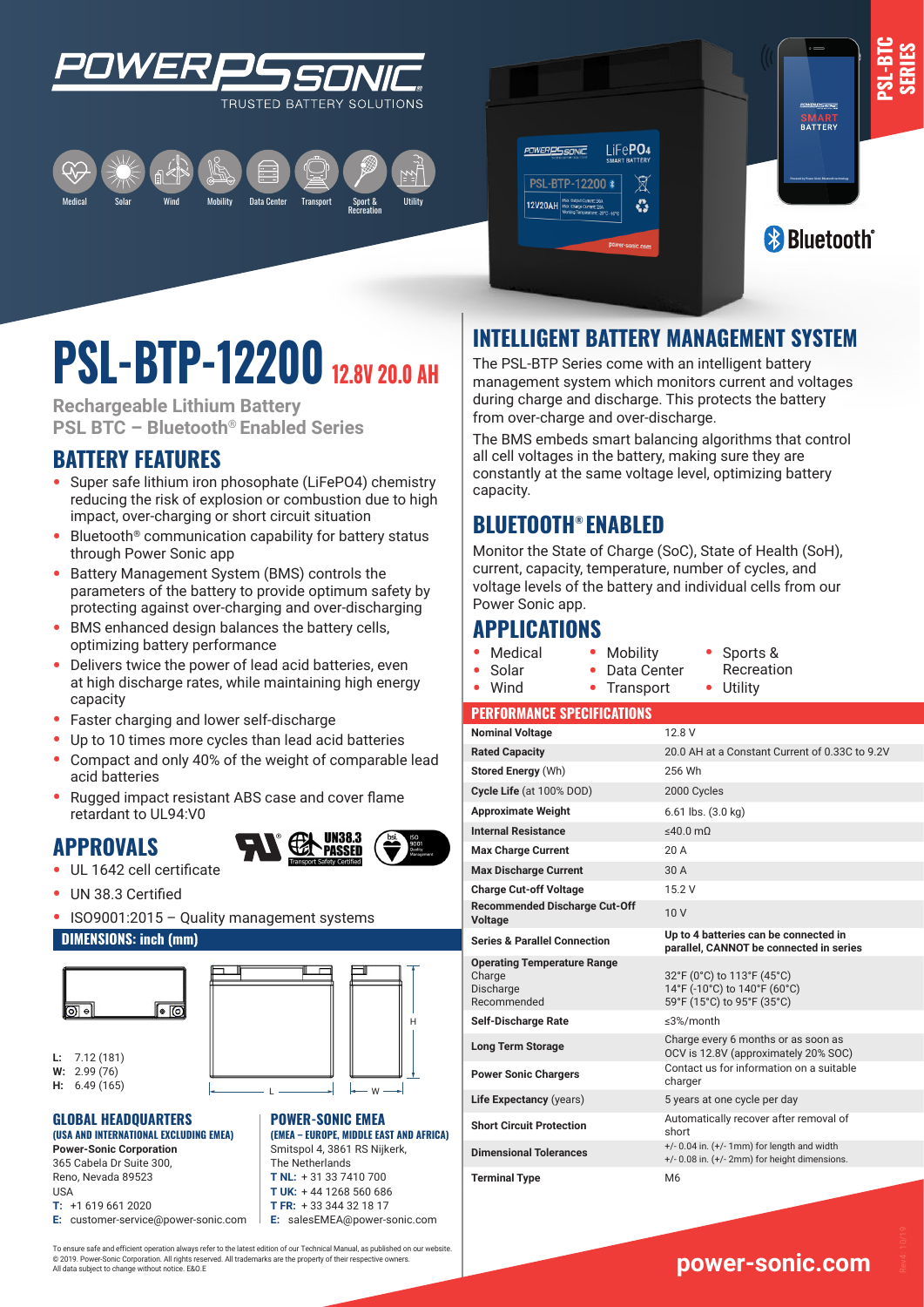POWER-SONIC
TRUSTED BATTERY SOLUTIONS

Medical · Solar · Wind · Mobility · Data Center · Transport · Sport & Recreation · Utility

PSL-BTC SERIES

# PSL-BTP-12200 12.8V 20.0 AH

**Rechargeable Lithium Battery**
**PSL BTC – Bluetooth® Enabled Series**

## BATTERY FEATURES

- Super safe lithium iron phosphate (LiFePO4) chemistry reducing the risk of explosion or combustion due to high impact, over-charging or short circuit situation
- Bluetooth® communication capability for battery status through Power Sonic app
- Battery Management System (BMS) controls the parameters of the battery to provide optimum safety by protecting against over-charging and over-discharging
- BMS enhanced design balances the battery cells, optimizing battery performance
- Delivers twice the power of lead acid batteries, even at high discharge rates, while maintaining high energy capacity
- Faster charging and lower self-discharge
- Up to 10 times more cycles than lead acid batteries
- Compact and only 40% of the weight of comparable lead acid batteries
- Rugged impact resistant ABS case and cover flame retardant to UL94:V0

## APPROVALS

- UL 1642 cell certificate
- UN 38.3 Certified
- ISO9001:2015 – Quality management systems

### DIMENSIONS: inch (mm)

**L:** 7.12 (181)
**W:** 2.99 (76)
**H:** 6.49 (165)

## INTELLIGENT BATTERY MANAGEMENT SYSTEM

The PSL-BTP Series come with an intelligent battery management system which monitors current and voltages during charge and discharge. This protects the battery from over-charge and over-discharge.

The BMS embeds smart balancing algorithms that control all cell voltages in the battery, making sure they are constantly at the same voltage level, optimizing battery capacity.

## BLUETOOTH® ENABLED

Monitor the State of Charge (SoC), State of Health (SoH), current, capacity, temperature, number of cycles, and voltage levels of the battery and individual cells from our Power Sonic app.

## APPLICATIONS

- Medical
- Solar
- Wind
- Mobility
- Data Center
- Transport
- Sports & Recreation
- Utility

### PERFORMANCE SPECIFICATIONS

| Specification | Value |
|---|---|
| **Nominal Voltage** | 12.8 V |
| **Rated Capacity** | 20.0 AH at a Constant Current of 0.33C to 9.2V |
| **Stored Energy** (Wh) | 256 Wh |
| **Cycle Life** (at 100% DOD) | 2000 Cycles |
| **Approximate Weight** | 6.61 lbs. (3.0 kg) |
| **Internal Resistance** | ≤40.0 mΩ |
| **Max Charge Current** | 20 A |
| **Max Discharge Current** | 30 A |
| **Charge Cut-off Voltage** | 15.2 V |
| **Recommended Discharge Cut-Off Voltage** | 10 V |
| **Series & Parallel Connection** | **Up to 4 batteries can be connected in parallel, CANNOT be connected in series** |
| **Operating Temperature Range** Charge / Discharge / Recommended | 32°F (0°C) to 113°F (45°C) / 14°F (-10°C) to 140°F (60°C) / 59°F (15°C) to 95°F (35°C) |
| **Self-Discharge Rate** | ≤3%/month |
| **Long Term Storage** | Charge every 6 months or as soon as OCV is 12.8V (approximately 20% SOC) |
| **Power Sonic Chargers** | Contact us for information on a suitable charger |
| **Life Expectancy** (years) | 5 years at one cycle per day |
| **Short Circuit Protection** | Automatically recover after removal of short |
| **Dimensional Tolerances** | +/- 0.04 in. (+/- 1mm) for length and width +/- 0.08 in. (+/- 2mm) for height dimensions. |
| **Terminal Type** | M6 |

### GLOBAL HEADQUARTERS
**(USA AND INTERNATIONAL EXCLUDING EMEA)**

**Power-Sonic Corporation**
365 Cabela Dr Suite 300,
Reno, Nevada 89523
USA
**T:** +1 619 661 2020
**E:** customer-service@power-sonic.com

### POWER-SONIC EMEA
**(EMEA – EUROPE, MIDDLE EAST AND AFRICA)**

Smitspol 4, 3861 RS Nijkerk,
The Netherlands
**T NL:** + 31 33 7410 700
**T UK:** + 44 1268 560 686
**T FR:** + 33 344 32 18 17
**E:** salesEMEA@power-sonic.com

To ensure safe and efficient operation always refer to the latest edition of our Technical Manual, as published on our website.
© 2019. Power-Sonic Corporation. All rights reserved. All trademarks are the property of their respective owners.
All data subject to change without notice. E&O.E

**power-sonic.com**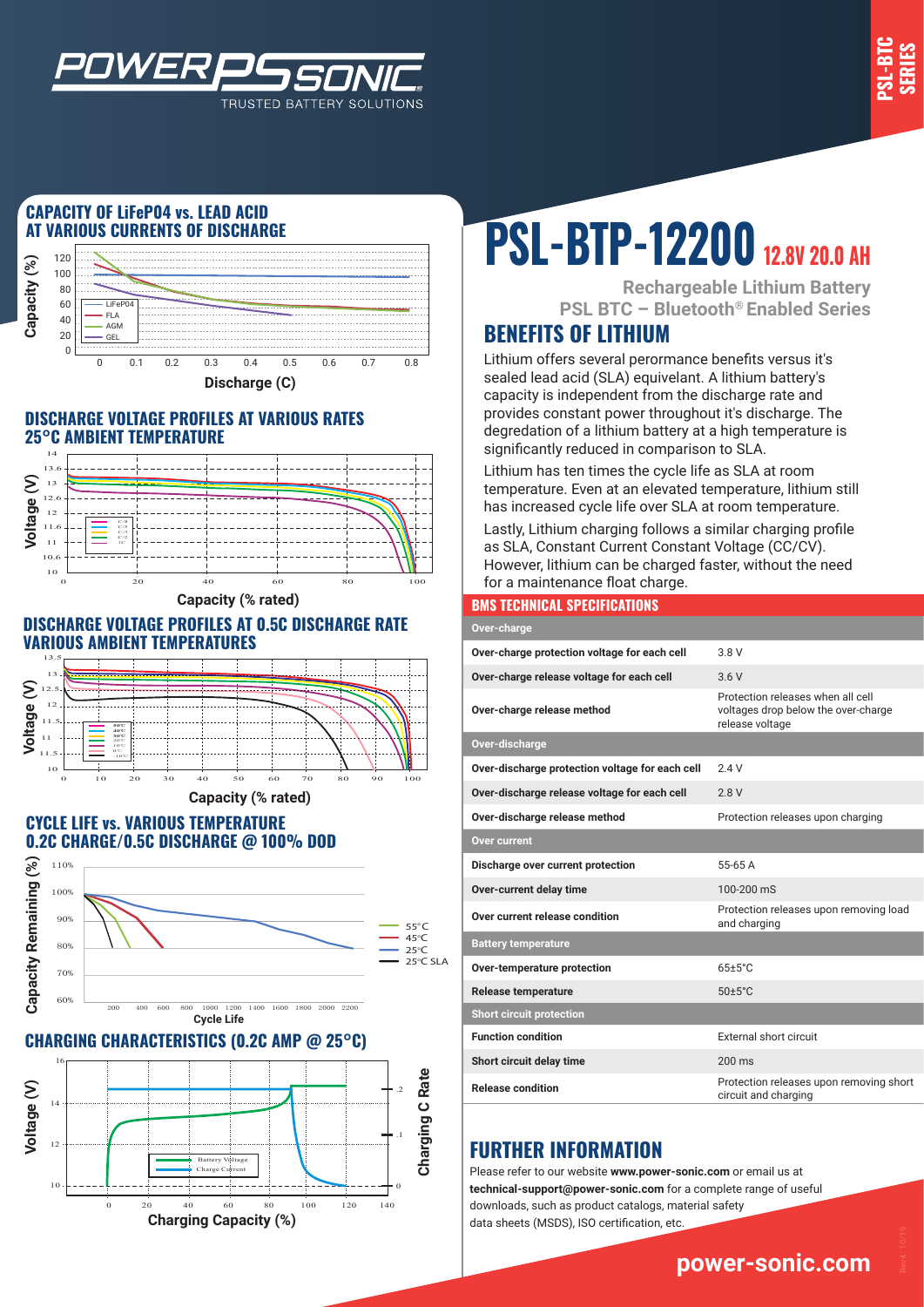# PSL-BTP-12200 12.8V 20.0 AH

**Rechargeable Lithium Battery**
**PSL BTC – Bluetooth® Enabled Series**

## CAPACITY OF LiFePO4 vs. LEAD ACID AT VARIOUS CURRENTS OF DISCHARGE

## DISCHARGE VOLTAGE PROFILES AT VARIOUS RATES 25°C AMBIENT TEMPERATURE

## DISCHARGE VOLTAGE PROFILES AT 0.5C DISCHARGE RATE VARIOUS AMBIENT TEMPERATURES

## CYCLE LIFE vs. VARIOUS TEMPERATURE 0.2C CHARGE/0.5C DISCHARGE @ 100% DOD

## CHARGING CHARACTERISTICS (0.2C AMP @ 25°C)

## BENEFITS OF LITHIUM

Lithium offers several perormance benefits versus it's sealed lead acid (SLA) equivelant. A lithium battery's capacity is independent from the discharge rate and provides constant power throughout it's discharge. The degredation of a lithium battery at a high temperature is significantly reduced in comparison to SLA.

Lithium has ten times the cycle life as SLA at room temperature. Even at an elevated temperature, lithium still has increased cycle life over SLA at room temperature.

Lastly, Lithium charging follows a similar charging profile as SLA, Constant Current Constant Voltage (CC/CV). However, lithium can be charged faster, without the need for a maintenance float charge.

## BMS TECHNICAL SPECIFICATIONS

| Over-charge | |
|---|---|
| Over-charge protection voltage for each cell | 3.8 V |
| Over-charge release voltage for each cell | 3.6 V |
| Over-charge release method | Protection releases when all cell voltages drop below the over-charge release voltage |
| **Over-discharge** | |
| Over-discharge protection voltage for each cell | 2.4 V |
| Over-discharge release voltage for each cell | 2.8 V |
| Over-discharge release method | Protection releases upon charging |
| **Over current** | |
| Discharge over current protection | 55-65 A |
| Over-current delay time | 100-200 mS |
| Over current release condition | Protection releases upon removing load and charging |
| **Battery temperature** | |
| Over-temperature protection | 65±5°C |
| Release temperature | 50±5°C |
| **Short circuit protection** | |
| Function condition | External short circuit |
| Short circuit delay time | 200 ms |
| Release condition | Protection releases upon removing short circuit and charging |

## FURTHER INFORMATION

Please refer to our website **www.power-sonic.com** or email us at **technical-support@power-sonic.com** for a complete range of useful downloads, such as product catalogs, material safety data sheets (MSDS), ISO certification, etc.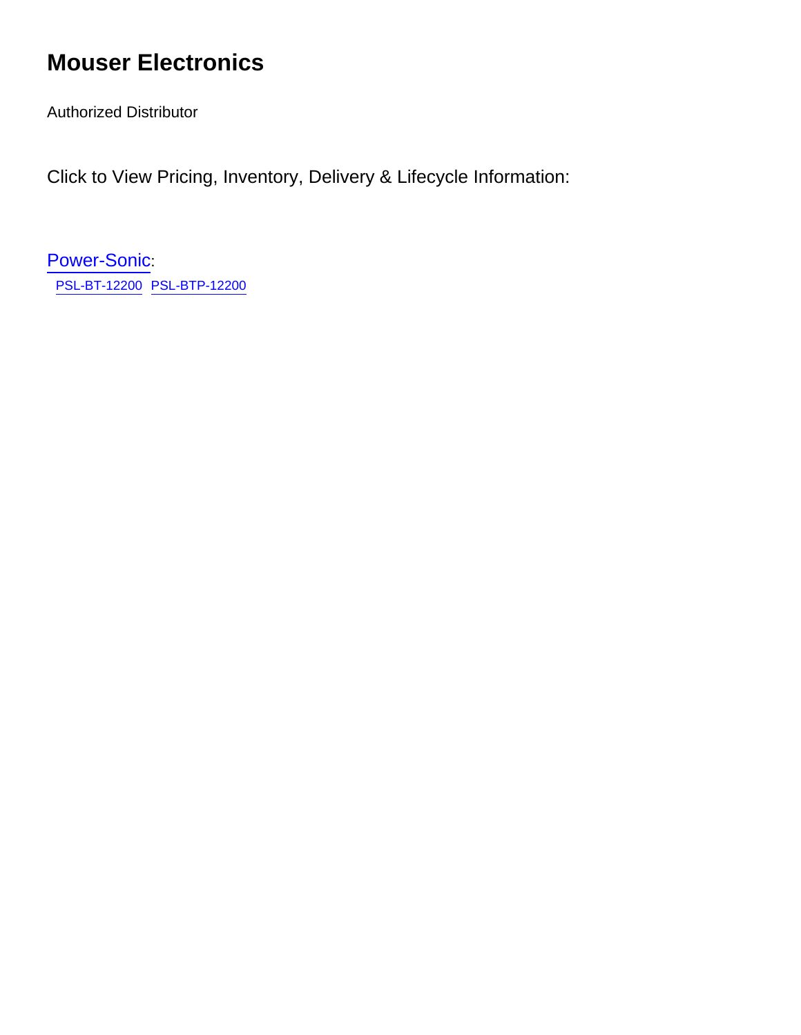# Mouser Electronics

Authorized Distributor

Click to View Pricing, Inventory, Delivery & Lifecycle Information:

Power-Sonic:

PSL-BT-12200 PSL-BTP-12200